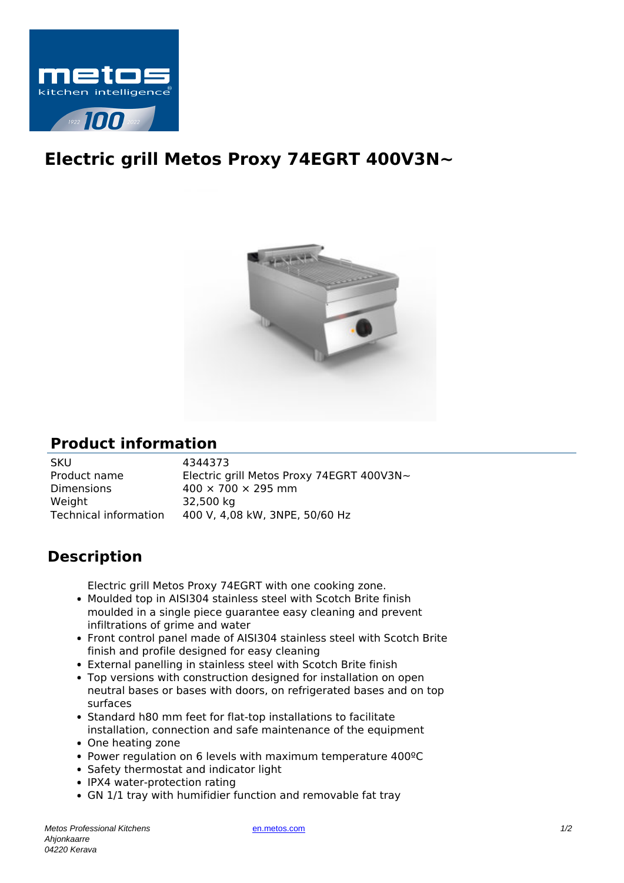# Electric grill Metos Proxy 74EGRT 400V3N~

## Product information

| | |
|---|---|
| SKU | 4344373 |
| Product name | Electric grill Metos Proxy 74EGRT 400V3N~ |
| Dimensions | 400 × 700 × 295 mm |
| Weight | 32,500 kg |
| Technical information | 400 V, 4,08 kW, 3NPE, 50/60 Hz |

## Description

Electric grill Metos Proxy 74EGRT with one cooking zone.

- Moulded top in AISI304 stainless steel with Scotch Brite finish moulded in a single piece guarantee easy cleaning and prevent infiltrations of grime and water
- Front control panel made of AISI304 stainless steel with Scotch Brite finish and profile designed for easy cleaning
- External panelling in stainless steel with Scotch Brite finish
- Top versions with construction designed for installation on open neutral bases or bases with doors, on refrigerated bases and on top surfaces
- Standard h80 mm feet for flat-top installations to facilitate installation, connection and safe maintenance of the equipment
- One heating zone
- Power regulation on 6 levels with maximum temperature 400ºC
- Safety thermostat and indicator light
- IPX4 water-protection rating
- GN 1/1 tray with humifidier function and removable fat tray

*Metos Professional Kitchens*
*Ahjonkaarre*
*04220 Kerava*

en.metos.com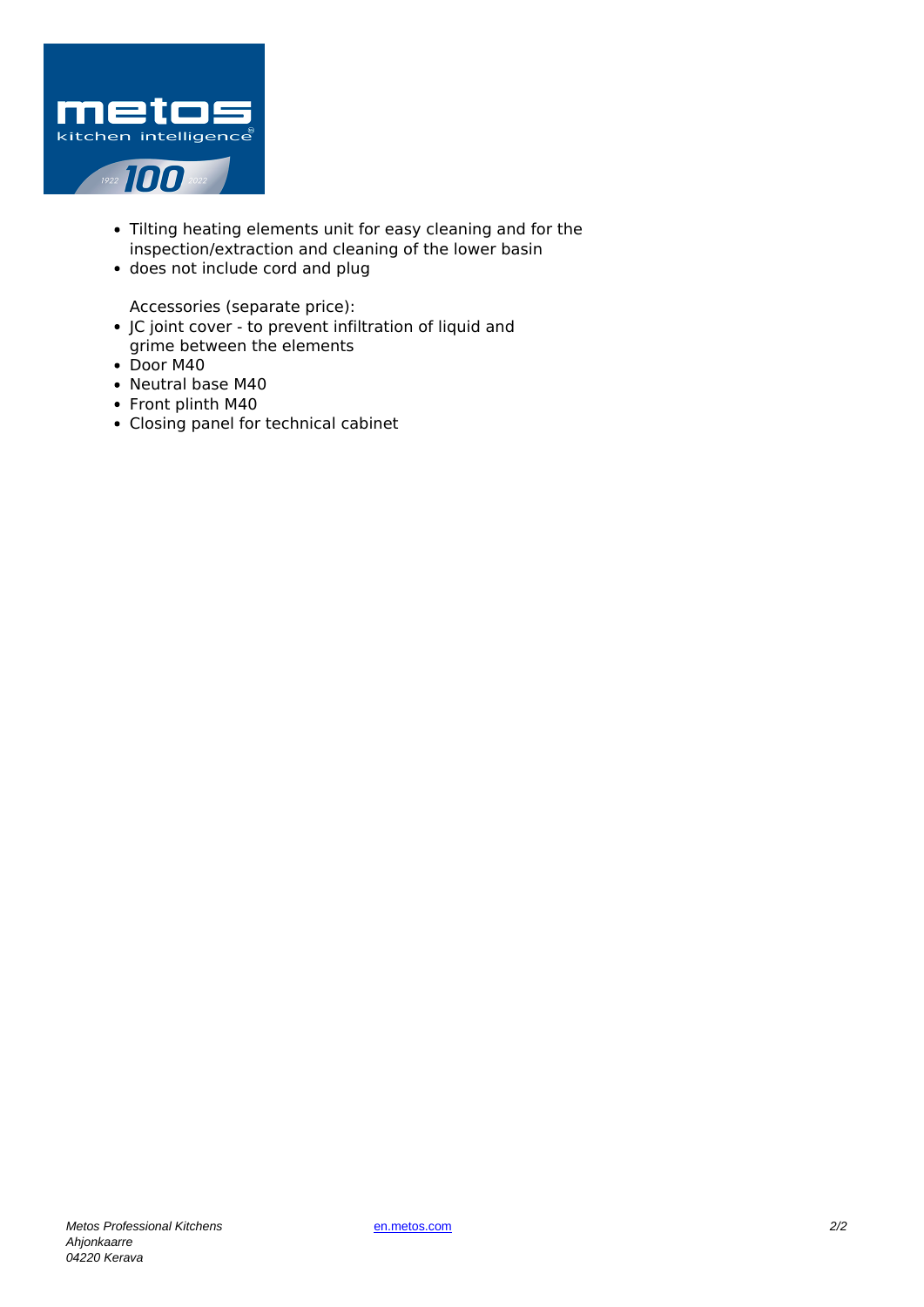- Tilting heating elements unit for easy cleaning and for the inspection/extraction and cleaning of the lower basin
- does not include cord and plug

  Accessories (separate price):
- JC joint cover - to prevent infiltration of liquid and grime between the elements
- Door M40
- Neutral base M40
- Front plinth M40
- Closing panel for technical cabinet